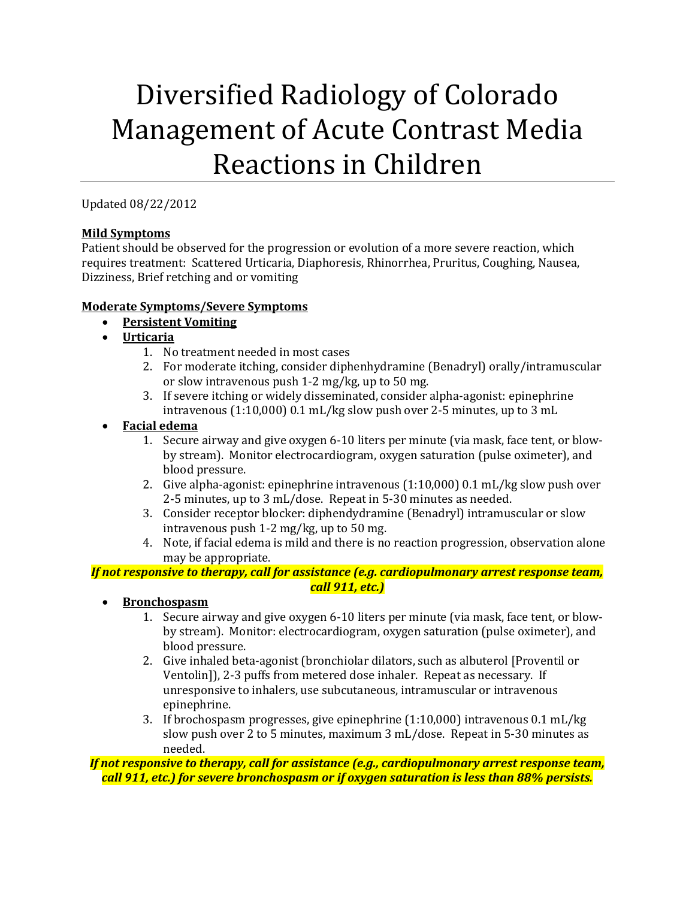# Diversified Radiology of Colorado Management of Acute Contrast Media Reactions in Children

Updated 08/22/2012

**Mild Symptoms**

Patient should be observed for the progression or evolution of a more severe reaction, which requires treatment: Scattered Urticaria, Diaphoresis, Rhinorrhea, Pruritus, Coughing, Nausea, Dizziness, Brief retching and or vomiting

**Moderate Symptoms/Severe Symptoms**

- **Persistent Vomiting**
- **Urticaria**
  1. No treatment needed in most cases
  2. For moderate itching, consider diphenhydramine (Benadryl) orally/intramuscular or slow intravenous push 1-2 mg/kg, up to 50 mg.
  3. If severe itching or widely disseminated, consider alpha-agonist: epinephrine intravenous (1:10,000) 0.1 mL/kg slow push over 2-5 minutes, up to 3 mL
- **Facial edema**
  1. Secure airway and give oxygen 6-10 liters per minute (via mask, face tent, or blow-by stream). Monitor electrocardiogram, oxygen saturation (pulse oximeter), and blood pressure.
  2. Give alpha-agonist: epinephrine intravenous (1:10,000) 0.1 mL/kg slow push over 2-5 minutes, up to 3 mL/dose. Repeat in 5-30 minutes as needed.
  3. Consider receptor blocker: diphendydramine (Benadryl) intramuscular or slow intravenous push 1-2 mg/kg, up to 50 mg.
  4. Note, if facial edema is mild and there is no reaction progression, observation alone may be appropriate.

***If not responsive to therapy, call for assistance (e.g. cardiopulmonary arrest response team, call 911, etc.)***

- **Bronchospasm**
  1. Secure airway and give oxygen 6-10 liters per minute (via mask, face tent, or blow-by stream). Monitor: electrocardiogram, oxygen saturation (pulse oximeter), and blood pressure.
  2. Give inhaled beta-agonist (bronchiolar dilators, such as albuterol [Proventil or Ventolin]), 2-3 puffs from metered dose inhaler. Repeat as necessary. If unresponsive to inhalers, use subcutaneous, intramuscular or intravenous epinephrine.
  3. If brochospasm progresses, give epinephrine (1:10,000) intravenous 0.1 mL/kg slow push over 2 to 5 minutes, maximum 3 mL/dose. Repeat in 5-30 minutes as needed.

***If not responsive to therapy, call for assistance (e.g., cardiopulmonary arrest response team, call 911, etc.) for severe bronchospasm or if oxygen saturation is less than 88% persists.***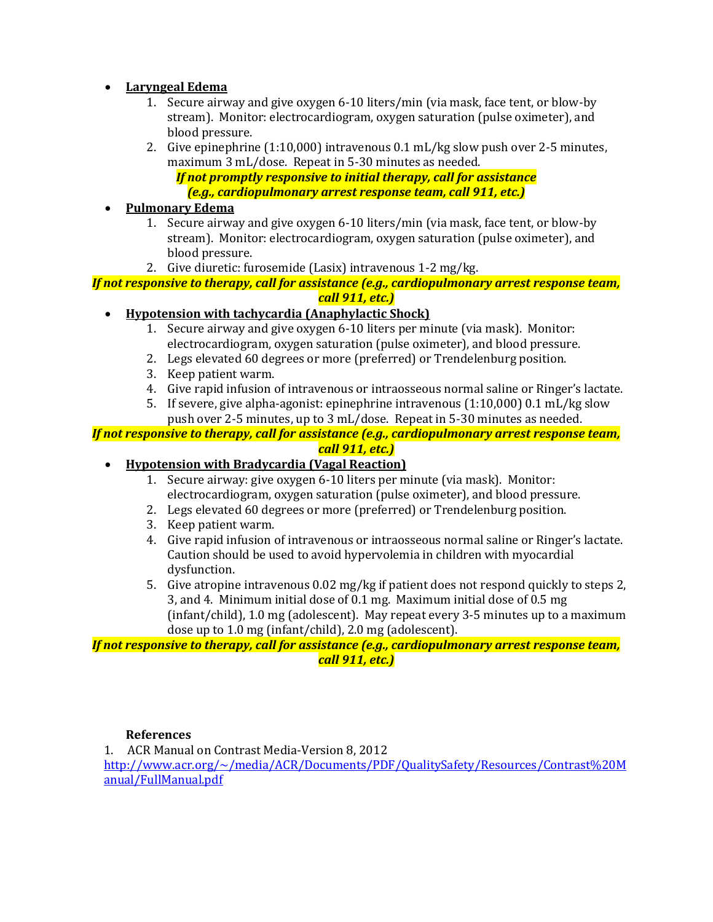- **Laryngeal Edema**
  1. Secure airway and give oxygen 6-10 liters/min (via mask, face tent, or blow-by stream). Monitor: electrocardiogram, oxygen saturation (pulse oximeter), and blood pressure.
  2. Give epinephrine (1:10,000) intravenous 0.1 mL/kg slow push over 2-5 minutes, maximum 3 mL/dose. Repeat in 5-30 minutes as needed.

***If not promptly responsive to initial therapy, call for assistance (e.g., cardiopulmonary arrest response team, call 911, etc.)***

- **Pulmonary Edema**
  1. Secure airway and give oxygen 6-10 liters/min (via mask, face tent, or blow-by stream). Monitor: electrocardiogram, oxygen saturation (pulse oximeter), and blood pressure.
  2. Give diuretic: furosemide (Lasix) intravenous 1-2 mg/kg.

***If not responsive to therapy, call for assistance (e.g., cardiopulmonary arrest response team, call 911, etc.)***

- **Hypotension with tachycardia (Anaphylactic Shock)**
  1. Secure airway and give oxygen 6-10 liters per minute (via mask). Monitor: electrocardiogram, oxygen saturation (pulse oximeter), and blood pressure.
  2. Legs elevated 60 degrees or more (preferred) or Trendelenburg position.
  3. Keep patient warm.
  4. Give rapid infusion of intravenous or intraosseous normal saline or Ringer's lactate.
  5. If severe, give alpha-agonist: epinephrine intravenous (1:10,000) 0.1 mL/kg slow push over 2-5 minutes, up to 3 mL/dose. Repeat in 5-30 minutes as needed.

***If not responsive to therapy, call for assistance (e.g., cardiopulmonary arrest response team, call 911, etc.)***

- **Hypotension with Bradycardia (Vagal Reaction)**
  1. Secure airway: give oxygen 6-10 liters per minute (via mask). Monitor: electrocardiogram, oxygen saturation (pulse oximeter), and blood pressure.
  2. Legs elevated 60 degrees or more (preferred) or Trendelenburg position.
  3. Keep patient warm.
  4. Give rapid infusion of intravenous or intraosseous normal saline or Ringer's lactate. Caution should be used to avoid hypervolemia in children with myocardial dysfunction.
  5. Give atropine intravenous 0.02 mg/kg if patient does not respond quickly to steps 2, 3, and 4. Minimum initial dose of 0.1 mg. Maximum initial dose of 0.5 mg (infant/child), 1.0 mg (adolescent). May repeat every 3-5 minutes up to a maximum dose up to 1.0 mg (infant/child), 2.0 mg (adolescent).

***If not responsive to therapy, call for assistance (e.g., cardiopulmonary arrest response team, call 911, etc.)***

**References**

1. ACR Manual on Contrast Media-Version 8, 2012
http://www.acr.org/~/media/ACR/Documents/PDF/QualitySafety/Resources/Contrast%20Manual/FullManual.pdf